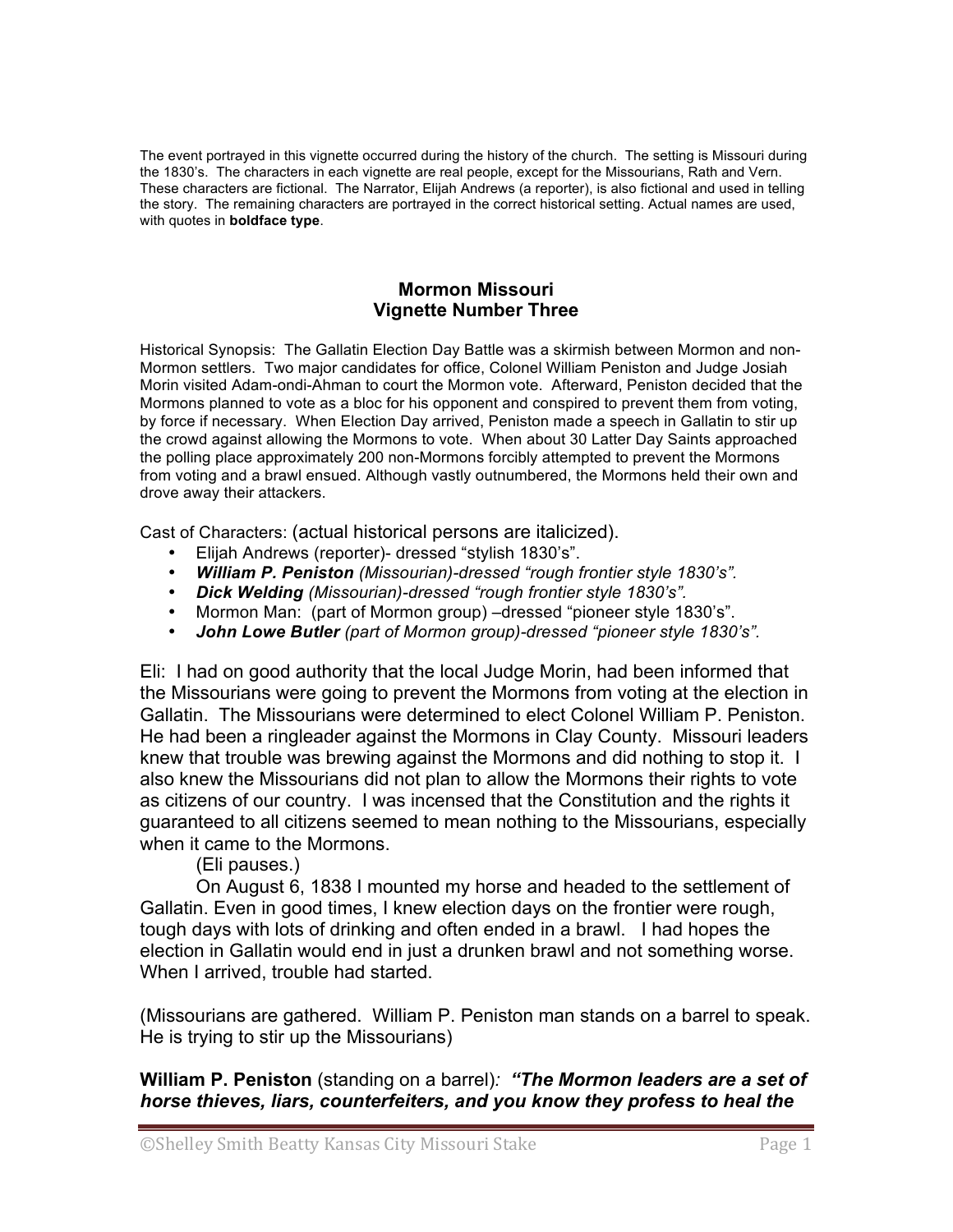The event portrayed in this vignette occurred during the history of the church. The setting is Missouri during the 1830's. The characters in each vignette are real people, except for the Missourians, Rath and Vern. These characters are fictional. The Narrator, Elijah Andrews (a reporter), is also fictional and used in telling the story. The remaining characters are portrayed in the correct historical setting. Actual names are used, with quotes in **boldface type**.

## Mormon Missouri
## Vignette Number Three

Historical Synopsis: The Gallatin Election Day Battle was a skirmish between Mormon and non-Mormon settlers. Two major candidates for office, Colonel William Peniston and Judge Josiah Morin visited Adam-ondi-Ahman to court the Mormon vote. Afterward, Peniston decided that the Mormons planned to vote as a bloc for his opponent and conspired to prevent them from voting, by force if necessary. When Election Day arrived, Peniston made a speech in Gallatin to stir up the crowd against allowing the Mormons to vote. When about 30 Latter Day Saints approached the polling place approximately 200 non-Mormons forcibly attempted to prevent the Mormons from voting and a brawl ensued. Although vastly outnumbered, the Mormons held their own and drove away their attackers.

Cast of Characters: (actual historical persons are italicized).

- Elijah Andrews (reporter)- dressed "stylish 1830's".
- ***William P. Peniston*** *(Missourian)-dressed "rough frontier style 1830's".*
- ***Dick Welding*** *(Missourian)-dressed "rough frontier style 1830's".*
- Mormon Man: (part of Mormon group) –dressed "pioneer style 1830's".
- ***John Lowe Butler*** *(part of Mormon group)-dressed "pioneer style 1830's".*

Eli: I had on good authority that the local Judge Morin, had been informed that the Missourians were going to prevent the Mormons from voting at the election in Gallatin. The Missourians were determined to elect Colonel William P. Peniston. He had been a ringleader against the Mormons in Clay County. Missouri leaders knew that trouble was brewing against the Mormons and did nothing to stop it. I also knew the Missourians did not plan to allow the Mormons their rights to vote as citizens of our country. I was incensed that the Constitution and the rights it guaranteed to all citizens seemed to mean nothing to the Missourians, especially when it came to the Mormons.

(Eli pauses.)

On August 6, 1838 I mounted my horse and headed to the settlement of Gallatin. Even in good times, I knew election days on the frontier were rough, tough days with lots of drinking and often ended in a brawl. I had hopes the election in Gallatin would end in just a drunken brawl and not something worse. When I arrived, trouble had started.

(Missourians are gathered. William P. Peniston man stands on a barrel to speak. He is trying to stir up the Missourians)

**William P. Peniston** (standing on a barrel)*:* ***"The Mormon leaders are a set of horse thieves, liars, counterfeiters, and you know they profess to heal the***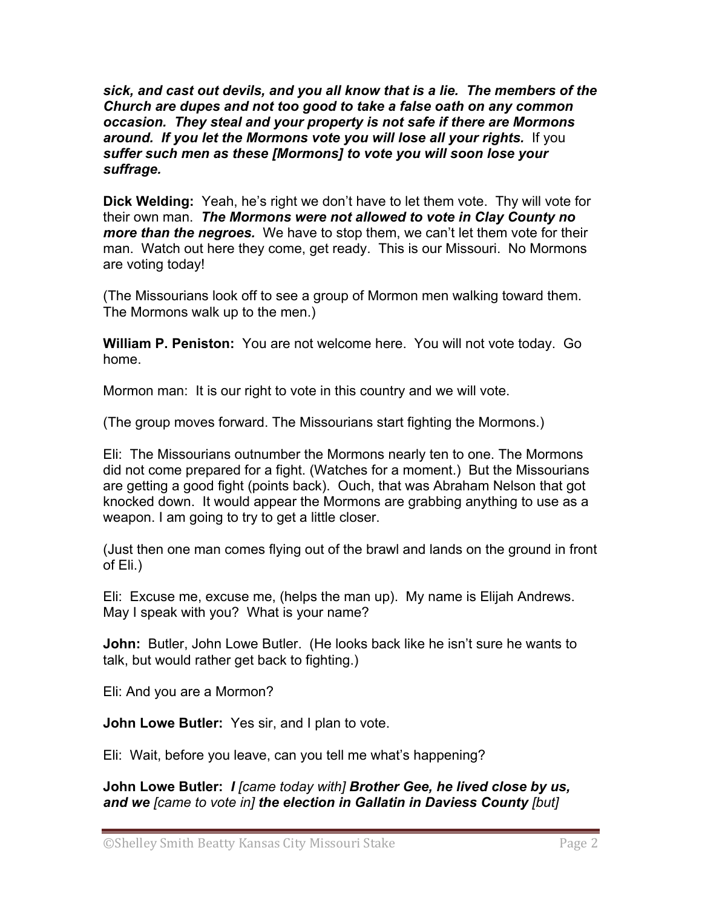***sick, and cast out devils, and you all know that is a lie. The members of the Church are dupes and not too good to take a false oath on any common occasion. They steal and your property is not safe if there are Mormons around. If you let the Mormons vote you will lose all your rights.*** If you ***suffer such men as these [Mormons] to vote you will soon lose your suffrage.***

**Dick Welding:** Yeah, he's right we don't have to let them vote. Thy will vote for their own man. ***The Mormons were not allowed to vote in Clay County no more than the negroes.*** We have to stop them, we can't let them vote for their man. Watch out here they come, get ready. This is our Missouri. No Mormons are voting today!

(The Missourians look off to see a group of Mormon men walking toward them. The Mormons walk up to the men.)

**William P. Peniston:** You are not welcome here. You will not vote today. Go home.

Mormon man: It is our right to vote in this country and we will vote.

(The group moves forward. The Missourians start fighting the Mormons.)

Eli: The Missourians outnumber the Mormons nearly ten to one. The Mormons did not come prepared for a fight. (Watches for a moment.) But the Missourians are getting a good fight (points back). Ouch, that was Abraham Nelson that got knocked down. It would appear the Mormons are grabbing anything to use as a weapon. I am going to try to get a little closer.

(Just then one man comes flying out of the brawl and lands on the ground in front of Eli.)

Eli: Excuse me, excuse me, (helps the man up). My name is Elijah Andrews. May I speak with you? What is your name?

**John:** Butler, John Lowe Butler. (He looks back like he isn't sure he wants to talk, but would rather get back to fighting.)

Eli: And you are a Mormon?

**John Lowe Butler:** Yes sir, and I plan to vote.

Eli: Wait, before you leave, can you tell me what's happening?

**John Lowe Butler:** ***I*** *[came today with]* ***Brother Gee, he lived close by us, and we*** *[came to vote in]* ***the election in Gallatin in Daviess County*** *[but]*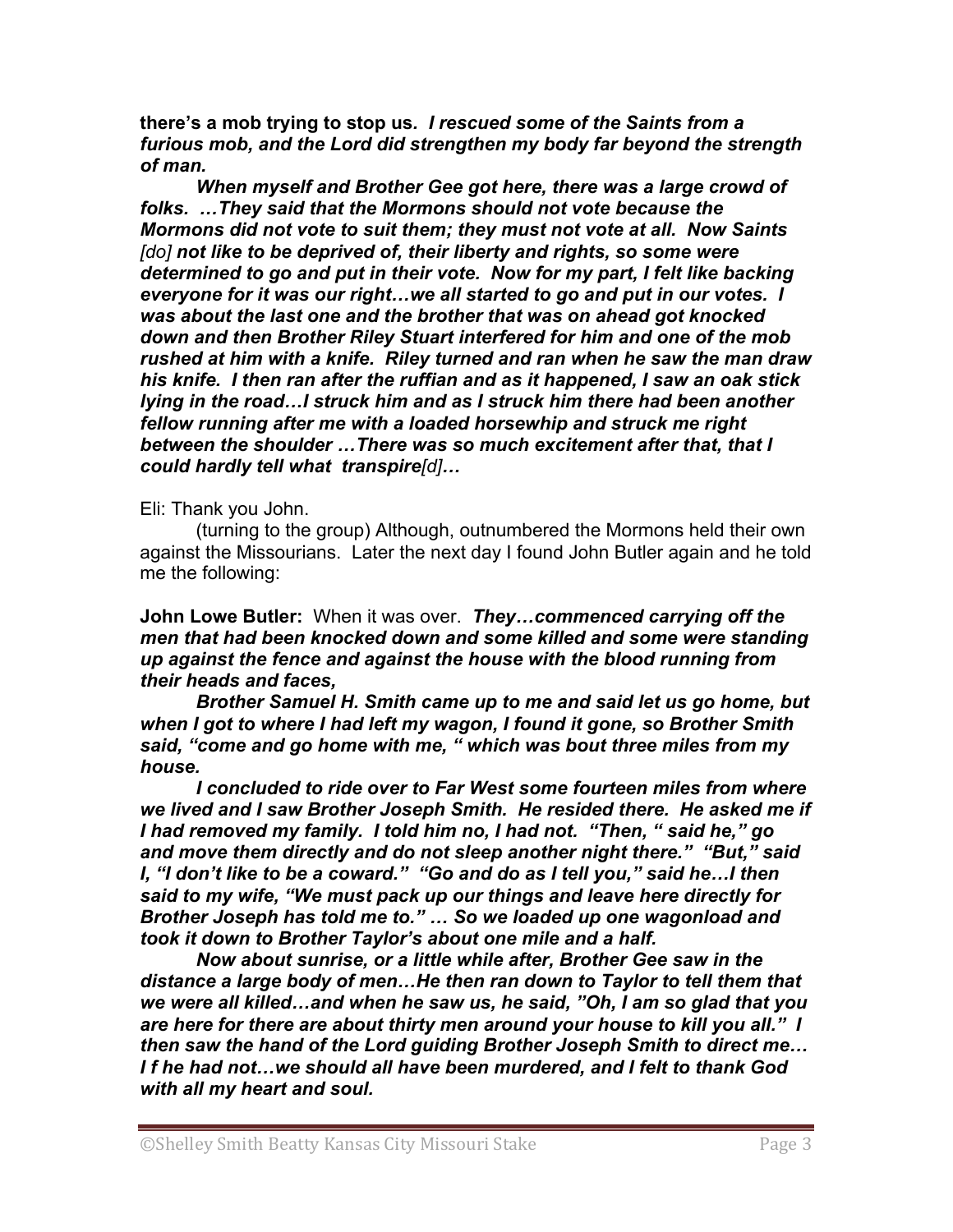**there's a mob trying to stop us.** ***I rescued some of the Saints from a furious mob, and the Lord did strengthen my body far beyond the strength of man.***

***When myself and Brother Gee got here, there was a large crowd of folks. …They said that the Mormons should not vote because the Mormons did not vote to suit them; they must not vote at all. Now Saints*** *[do]* ***not like to be deprived of, their liberty and rights, so some were determined to go and put in their vote. Now for my part, I felt like backing everyone for it was our right…we all started to go and put in our votes. I was about the last one and the brother that was on ahead got knocked down and then Brother Riley Stuart interfered for him and one of the mob rushed at him with a knife. Riley turned and ran when he saw the man draw his knife. I then ran after the ruffian and as it happened, I saw an oak stick lying in the road…I struck him and as I struck him there had been another fellow running after me with a loaded horsewhip and struck me right between the shoulder …There was so much excitement after that, that I could hardly tell what transpire[d]…***

Eli: Thank you John.

(turning to the group) Although, outnumbered the Mormons held their own against the Missourians. Later the next day I found John Butler again and he told me the following:

**John Lowe Butler:** When it was over. ***They…commenced carrying off the men that had been knocked down and some killed and some were standing up against the fence and against the house with the blood running from their heads and faces,***

***Brother Samuel H. Smith came up to me and said let us go home, but when I got to where I had left my wagon, I found it gone, so Brother Smith said, "come and go home with me, " which was bout three miles from my house.***

***I concluded to ride over to Far West some fourteen miles from where we lived and I saw Brother Joseph Smith. He resided there. He asked me if I had removed my family. I told him no, I had not. "Then, " said he," go and move them directly and do not sleep another night there." "But," said I, "I don't like to be a coward." "Go and do as I tell you," said he…I then said to my wife, "We must pack up our things and leave here directly for Brother Joseph has told me to." … So we loaded up one wagonload and took it down to Brother Taylor's about one mile and a half.***

***Now about sunrise, or a little while after, Brother Gee saw in the distance a large body of men…He then ran down to Taylor to tell them that we were all killed…and when he saw us, he said, "Oh, I am so glad that you are here for there are about thirty men around your house to kill you all." I then saw the hand of the Lord guiding Brother Joseph Smith to direct me… I f he had not…we should all have been murdered, and I felt to thank God with all my heart and soul.***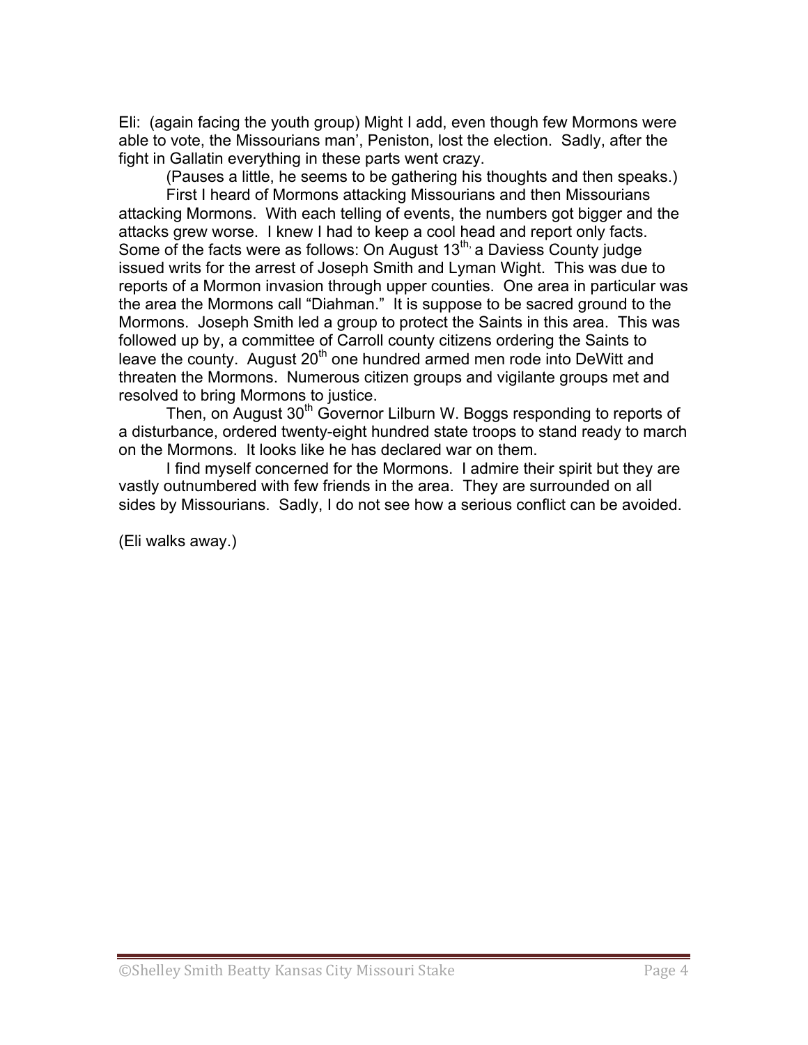Eli: (again facing the youth group) Might I add, even though few Mormons were able to vote, the Missourians man', Peniston, lost the election. Sadly, after the fight in Gallatin everything in these parts went crazy.

(Pauses a little, he seems to be gathering his thoughts and then speaks.)

First I heard of Mormons attacking Missourians and then Missourians attacking Mormons. With each telling of events, the numbers got bigger and the attacks grew worse. I knew I had to keep a cool head and report only facts. Some of the facts were as follows: On August 13th, a Daviess County judge issued writs for the arrest of Joseph Smith and Lyman Wight. This was due to reports of a Mormon invasion through upper counties. One area in particular was the area the Mormons call "Diahman." It is suppose to be sacred ground to the Mormons. Joseph Smith led a group to protect the Saints in this area. This was followed up by, a committee of Carroll county citizens ordering the Saints to leave the county. August 20th one hundred armed men rode into DeWitt and threaten the Mormons. Numerous citizen groups and vigilante groups met and resolved to bring Mormons to justice.

Then, on August 30th Governor Lilburn W. Boggs responding to reports of a disturbance, ordered twenty-eight hundred state troops to stand ready to march on the Mormons. It looks like he has declared war on them.

I find myself concerned for the Mormons. I admire their spirit but they are vastly outnumbered with few friends in the area. They are surrounded on all sides by Missourians. Sadly, I do not see how a serious conflict can be avoided.

(Eli walks away.)